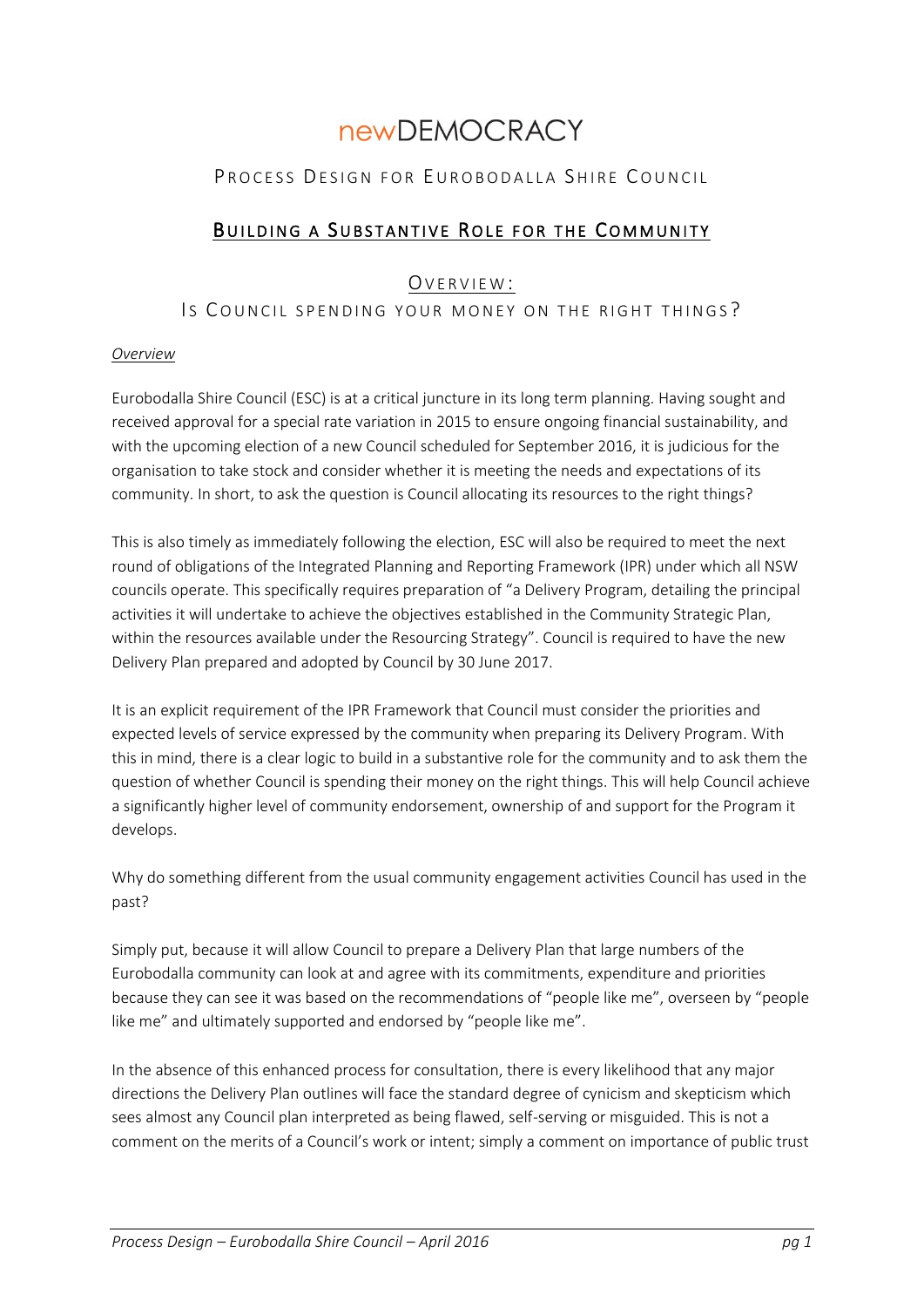# newDEMOCRACY

## Process Design for Eurobodalla Shire Council

## Building a Substantive Role for the Community

### Overview:

### Is Council spending your money on the right things?

*Overview*

Eurobodalla Shire Council (ESC) is at a critical juncture in its long term planning. Having sought and received approval for a special rate variation in 2015 to ensure ongoing financial sustainability, and with the upcoming election of a new Council scheduled for September 2016, it is judicious for the organisation to take stock and consider whether it is meeting the needs and expectations of its community. In short, to ask the question is Council allocating its resources to the right things?

This is also timely as immediately following the election, ESC will also be required to meet the next round of obligations of the Integrated Planning and Reporting Framework (IPR) under which all NSW councils operate. This specifically requires preparation of "a Delivery Program, detailing the principal activities it will undertake to achieve the objectives established in the Community Strategic Plan, within the resources available under the Resourcing Strategy". Council is required to have the new Delivery Plan prepared and adopted by Council by 30 June 2017.

It is an explicit requirement of the IPR Framework that Council must consider the priorities and expected levels of service expressed by the community when preparing its Delivery Program. With this in mind, there is a clear logic to build in a substantive role for the community and to ask them the question of whether Council is spending their money on the right things. This will help Council achieve a significantly higher level of community endorsement, ownership of and support for the Program it develops.

Why do something different from the usual community engagement activities Council has used in the past?

Simply put, because it will allow Council to prepare a Delivery Plan that large numbers of the Eurobodalla community can look at and agree with its commitments, expenditure and priorities because they can see it was based on the recommendations of "people like me", overseen by "people like me" and ultimately supported and endorsed by "people like me".

In the absence of this enhanced process for consultation, there is every likelihood that any major directions the Delivery Plan outlines will face the standard degree of cynicism and skepticism which sees almost any Council plan interpreted as being flawed, self-serving or misguided. This is not a comment on the merits of a Council's work or intent; simply a comment on importance of public trust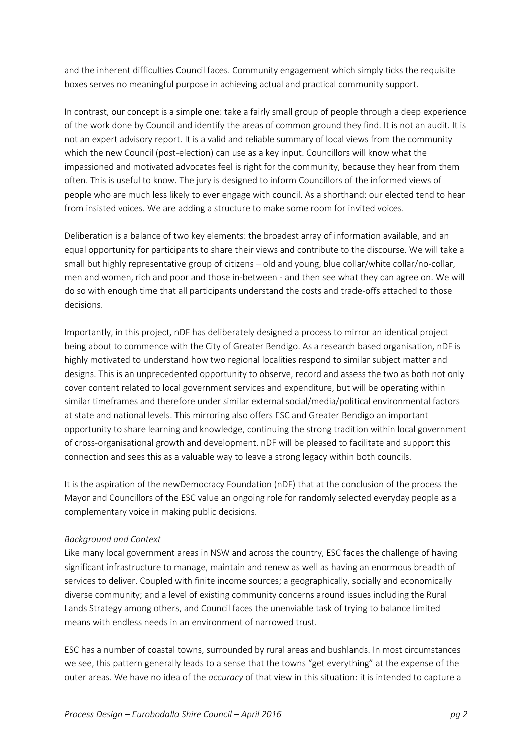and the inherent difficulties Council faces. Community engagement which simply ticks the requisite boxes serves no meaningful purpose in achieving actual and practical community support.

In contrast, our concept is a simple one: take a fairly small group of people through a deep experience of the work done by Council and identify the areas of common ground they find. It is not an audit. It is not an expert advisory report. It is a valid and reliable summary of local views from the community which the new Council (post-election) can use as a key input. Councillors will know what the impassioned and motivated advocates feel is right for the community, because they hear from them often. This is useful to know. The jury is designed to inform Councillors of the informed views of people who are much less likely to ever engage with council. As a shorthand: our elected tend to hear from insisted voices. We are adding a structure to make some room for invited voices.

Deliberation is a balance of two key elements: the broadest array of information available, and an equal opportunity for participants to share their views and contribute to the discourse. We will take a small but highly representative group of citizens – old and young, blue collar/white collar/no-collar, men and women, rich and poor and those in-between - and then see what they can agree on. We will do so with enough time that all participants understand the costs and trade-offs attached to those decisions.

Importantly, in this project, nDF has deliberately designed a process to mirror an identical project being about to commence with the City of Greater Bendigo. As a research based organisation, nDF is highly motivated to understand how two regional localities respond to similar subject matter and designs. This is an unprecedented opportunity to observe, record and assess the two as both not only cover content related to local government services and expenditure, but will be operating within similar timeframes and therefore under similar external social/media/political environmental factors at state and national levels. This mirroring also offers ESC and Greater Bendigo an important opportunity to share learning and knowledge, continuing the strong tradition within local government of cross-organisational growth and development. nDF will be pleased to facilitate and support this connection and sees this as a valuable way to leave a strong legacy within both councils.

It is the aspiration of the newDemocracy Foundation (nDF) that at the conclusion of the process the Mayor and Councillors of the ESC value an ongoing role for randomly selected everyday people as a complementary voice in making public decisions.

*Background and Context*

Like many local government areas in NSW and across the country, ESC faces the challenge of having significant infrastructure to manage, maintain and renew as well as having an enormous breadth of services to deliver. Coupled with finite income sources; a geographically, socially and economically diverse community; and a level of existing community concerns around issues including the Rural Lands Strategy among others, and Council faces the unenviable task of trying to balance limited means with endless needs in an environment of narrowed trust.

ESC has a number of coastal towns, surrounded by rural areas and bushlands. In most circumstances we see, this pattern generally leads to a sense that the towns "get everything" at the expense of the outer areas. We have no idea of the *accuracy* of that view in this situation: it is intended to capture a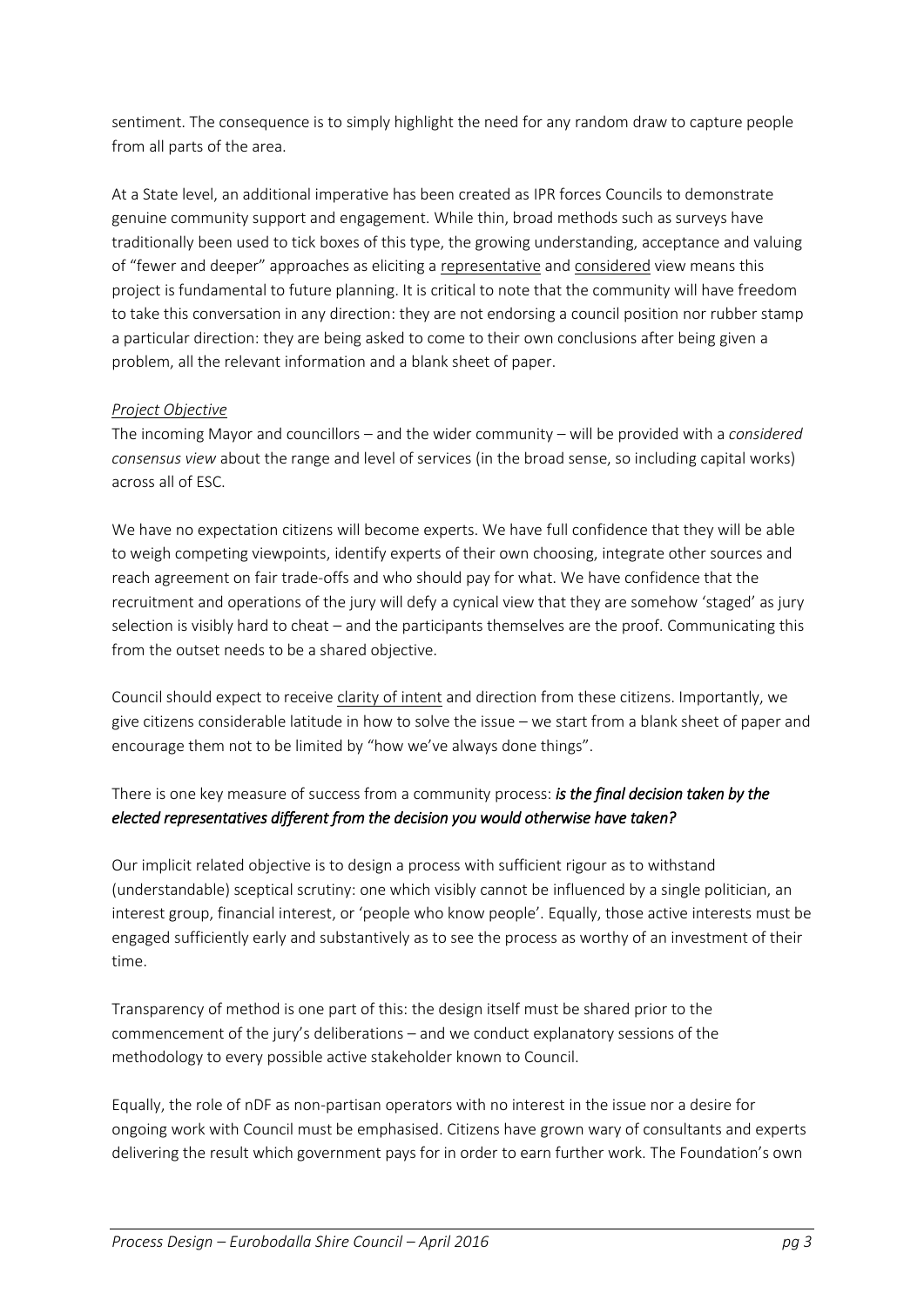sentiment. The consequence is to simply highlight the need for any random draw to capture people from all parts of the area.

At a State level, an additional imperative has been created as IPR forces Councils to demonstrate genuine community support and engagement. While thin, broad methods such as surveys have traditionally been used to tick boxes of this type, the growing understanding, acceptance and valuing of "fewer and deeper" approaches as eliciting a representative and considered view means this project is fundamental to future planning. It is critical to note that the community will have freedom to take this conversation in any direction: they are not endorsing a council position nor rubber stamp a particular direction: they are being asked to come to their own conclusions after being given a problem, all the relevant information and a blank sheet of paper.

*Project Objective*

The incoming Mayor and councillors – and the wider community – will be provided with a *considered consensus view* about the range and level of services (in the broad sense, so including capital works) across all of ESC.

We have no expectation citizens will become experts. We have full confidence that they will be able to weigh competing viewpoints, identify experts of their own choosing, integrate other sources and reach agreement on fair trade-offs and who should pay for what. We have confidence that the recruitment and operations of the jury will defy a cynical view that they are somehow 'staged' as jury selection is visibly hard to cheat – and the participants themselves are the proof. Communicating this from the outset needs to be a shared objective.

Council should expect to receive clarity of intent and direction from these citizens. Importantly, we give citizens considerable latitude in how to solve the issue – we start from a blank sheet of paper and encourage them not to be limited by "how we've always done things".

There is one key measure of success from a community process: ***is the final decision taken by the elected representatives different from the decision you would otherwise have taken?***

Our implicit related objective is to design a process with sufficient rigour as to withstand (understandable) sceptical scrutiny: one which visibly cannot be influenced by a single politician, an interest group, financial interest, or 'people who know people'. Equally, those active interests must be engaged sufficiently early and substantively as to see the process as worthy of an investment of their time.

Transparency of method is one part of this: the design itself must be shared prior to the commencement of the jury's deliberations – and we conduct explanatory sessions of the methodology to every possible active stakeholder known to Council.

Equally, the role of nDF as non-partisan operators with no interest in the issue nor a desire for ongoing work with Council must be emphasised. Citizens have grown wary of consultants and experts delivering the result which government pays for in order to earn further work. The Foundation's own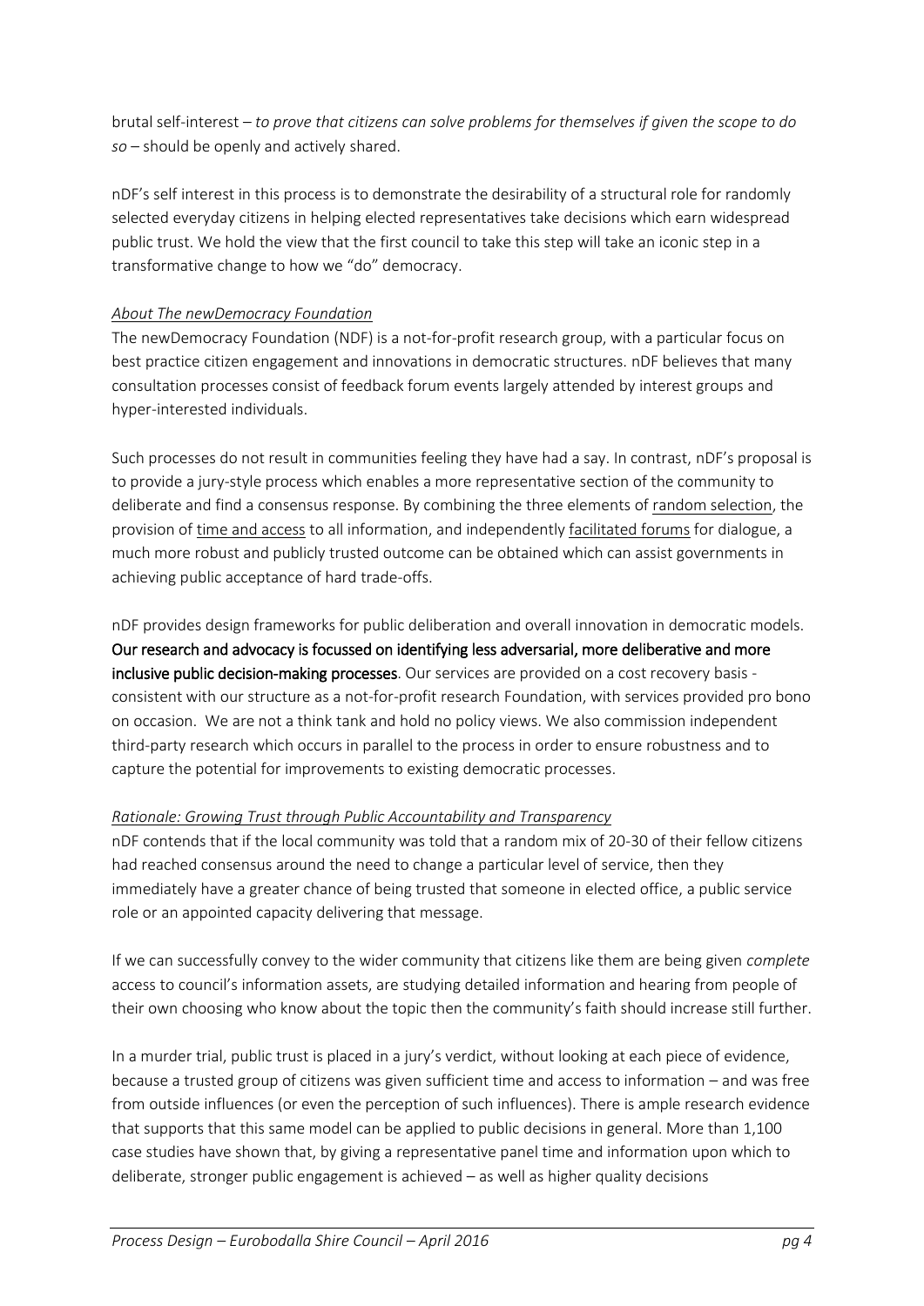brutal self-interest – *to prove that citizens can solve problems for themselves if given the scope to do so* – should be openly and actively shared.

nDF's self interest in this process is to demonstrate the desirability of a structural role for randomly selected everyday citizens in helping elected representatives take decisions which earn widespread public trust. We hold the view that the first council to take this step will take an iconic step in a transformative change to how we "do" democracy.

*About The newDemocracy Foundation*

The newDemocracy Foundation (NDF) is a not-for-profit research group, with a particular focus on best practice citizen engagement and innovations in democratic structures. nDF believes that many consultation processes consist of feedback forum events largely attended by interest groups and hyper-interested individuals.

Such processes do not result in communities feeling they have had a say. In contrast, nDF's proposal is to provide a jury-style process which enables a more representative section of the community to deliberate and find a consensus response. By combining the three elements of random selection, the provision of time and access to all information, and independently facilitated forums for dialogue, a much more robust and publicly trusted outcome can be obtained which can assist governments in achieving public acceptance of hard trade-offs.

nDF provides design frameworks for public deliberation and overall innovation in democratic models. **Our research and advocacy is focussed on identifying less adversarial, more deliberative and more inclusive public decision-making processes**. Our services are provided on a cost recovery basis - consistent with our structure as a not-for-profit research Foundation, with services provided pro bono on occasion. We are not a think tank and hold no policy views. We also commission independent third-party research which occurs in parallel to the process in order to ensure robustness and to capture the potential for improvements to existing democratic processes.

*Rationale: Growing Trust through Public Accountability and Transparency*

nDF contends that if the local community was told that a random mix of 20-30 of their fellow citizens had reached consensus around the need to change a particular level of service, then they immediately have a greater chance of being trusted that someone in elected office, a public service role or an appointed capacity delivering that message.

If we can successfully convey to the wider community that citizens like them are being given *complete* access to council's information assets, are studying detailed information and hearing from people of their own choosing who know about the topic then the community's faith should increase still further.

In a murder trial, public trust is placed in a jury's verdict, without looking at each piece of evidence, because a trusted group of citizens was given sufficient time and access to information – and was free from outside influences (or even the perception of such influences). There is ample research evidence that supports that this same model can be applied to public decisions in general. More than 1,100 case studies have shown that, by giving a representative panel time and information upon which to deliberate, stronger public engagement is achieved – as well as higher quality decisions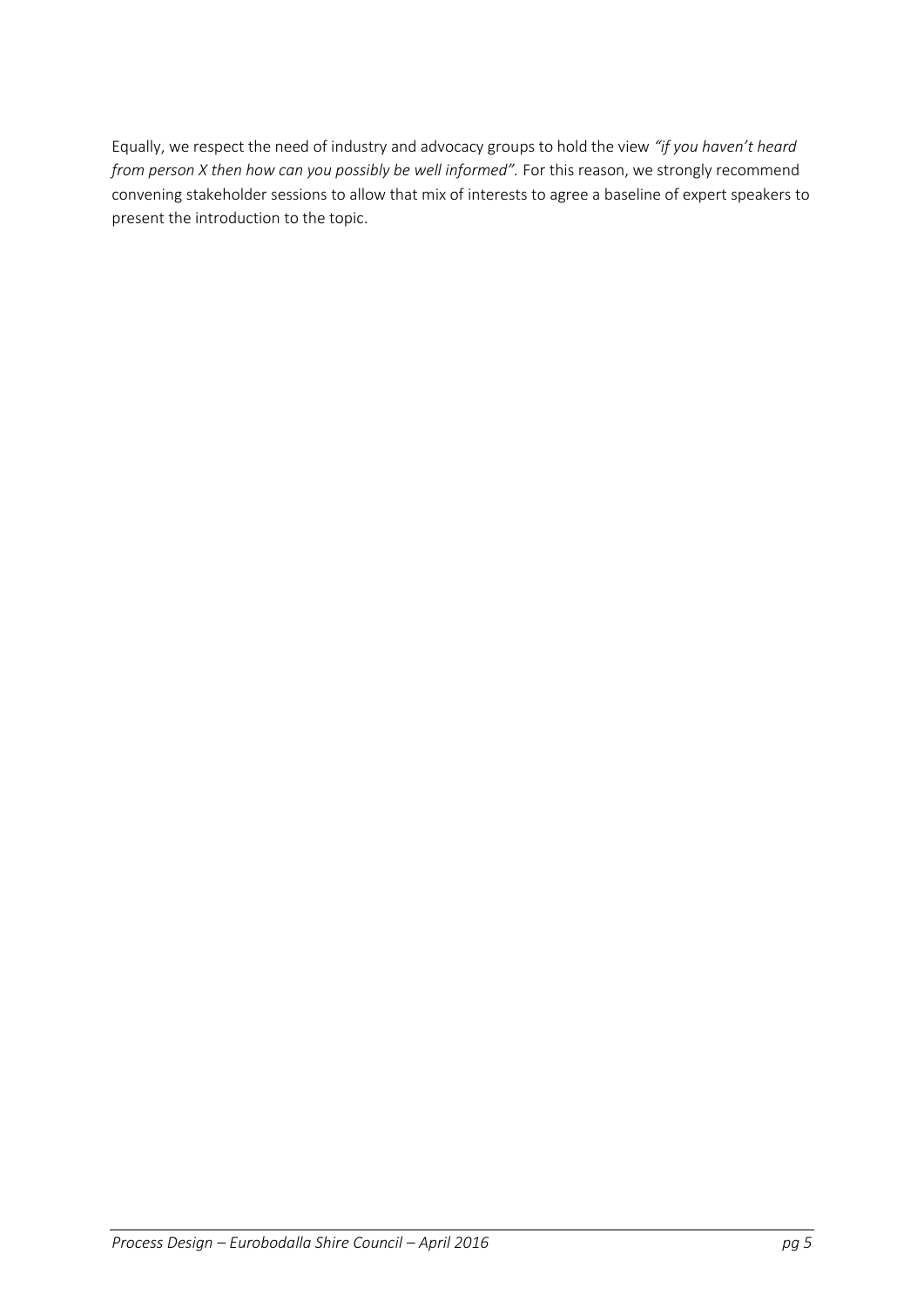Equally, we respect the need of industry and advocacy groups to hold the view *"if you haven't heard from person X then how can you possibly be well informed".* For this reason, we strongly recommend convening stakeholder sessions to allow that mix of interests to agree a baseline of expert speakers to present the introduction to the topic.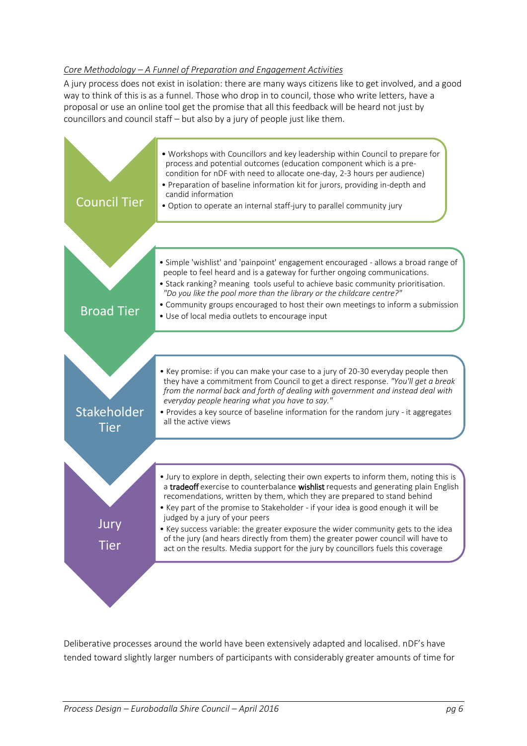*Core Methodology – A Funnel of Preparation and Engagement Activities*

A jury process does not exist in isolation: there are many ways citizens like to get involved, and a good way to think of this is as a funnel. Those who drop in to council, those who write letters, have a proposal or use an online tool get the promise that all this feedback will be heard not just by councillors and council staff – but also by a jury of people just like them.

**Council Tier**

- Workshops with Councillors and key leadership within Council to prepare for process and potential outcomes (education component which is a pre-condition for nDF with need to allocate one-day, 2-3 hours per audience)
- Preparation of baseline information kit for jurors, providing in-depth and candid information
- Option to operate an internal staff-jury to parallel community jury

**Broad Tier**

- Simple 'wishlist' and 'painpoint' engagement encouraged - allows a broad range of people to feel heard and is a gateway for further ongoing communications.
- Stack ranking? meaning tools useful to achieve basic community prioritisation. *"Do you like the pool more than the library or the childcare centre?"*
- Community groups encouraged to host their own meetings to inform a submission
- Use of local media outlets to encourage input

**Stakeholder Tier**

- Key promise: if you can make your case to a jury of 20-30 everyday people then they have a commitment from Council to get a direct response. *"You'll get a break from the normal back and forth of dealing with government and instead deal with everyday people hearing what you have to say."*
- Provides a key source of baseline information for the random jury - it aggregates all the active views

**Jury Tier**

- Jury to explore in depth, selecting their own experts to inform them, noting this is a **tradeoff** exercise to counterbalance **wishlist** requests and generating plain English recomendations, written by them, which they are prepared to stand behind
- Key part of the promise to Stakeholder - if your idea is good enough it will be judged by a jury of your peers
- Key success variable: the greater exposure the wider community gets to the idea of the jury (and hears directly from them) the greater power council will have to act on the results. Media support for the jury by councillors fuels this coverage

Deliberative processes around the world have been extensively adapted and localised. nDF's have tended toward slightly larger numbers of participants with considerably greater amounts of time for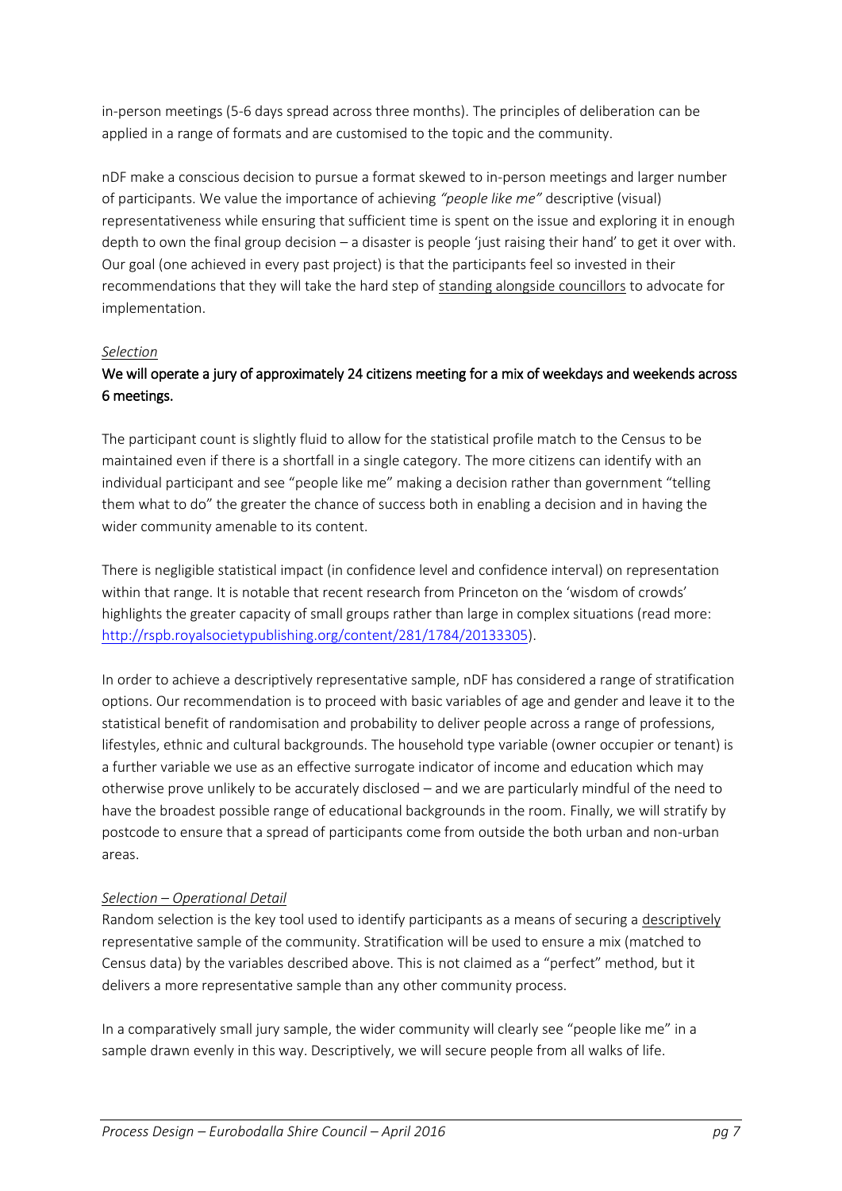in-person meetings (5-6 days spread across three months). The principles of deliberation can be applied in a range of formats and are customised to the topic and the community.

nDF make a conscious decision to pursue a format skewed to in-person meetings and larger number of participants. We value the importance of achieving *"people like me"* descriptive (visual) representativeness while ensuring that sufficient time is spent on the issue and exploring it in enough depth to own the final group decision – a disaster is people 'just raising their hand' to get it over with. Our goal (one achieved in every past project) is that the participants feel so invested in their recommendations that they will take the hard step of <u>standing alongside councillors</u> to advocate for implementation.

*<u>Selection</u>*

**We will operate a jury of approximately 24 citizens meeting for a mix of weekdays and weekends across 6 meetings.**

The participant count is slightly fluid to allow for the statistical profile match to the Census to be maintained even if there is a shortfall in a single category. The more citizens can identify with an individual participant and see "people like me" making a decision rather than government "telling them what to do" the greater the chance of success both in enabling a decision and in having the wider community amenable to its content.

There is negligible statistical impact (in confidence level and confidence interval) on representation within that range. It is notable that recent research from Princeton on the 'wisdom of crowds' highlights the greater capacity of small groups rather than large in complex situations (read more: http://rspb.royalsocietypublishing.org/content/281/1784/20133305).

In order to achieve a descriptively representative sample, nDF has considered a range of stratification options. Our recommendation is to proceed with basic variables of age and gender and leave it to the statistical benefit of randomisation and probability to deliver people across a range of professions, lifestyles, ethnic and cultural backgrounds. The household type variable (owner occupier or tenant) is a further variable we use as an effective surrogate indicator of income and education which may otherwise prove unlikely to be accurately disclosed – and we are particularly mindful of the need to have the broadest possible range of educational backgrounds in the room. Finally, we will stratify by postcode to ensure that a spread of participants come from outside the both urban and non-urban areas.

*<u>Selection – Operational Detail</u>*

Random selection is the key tool used to identify participants as a means of securing a <u>descriptively</u> representative sample of the community. Stratification will be used to ensure a mix (matched to Census data) by the variables described above. This is not claimed as a "perfect" method, but it delivers a more representative sample than any other community process.

In a comparatively small jury sample, the wider community will clearly see "people like me" in a sample drawn evenly in this way. Descriptively, we will secure people from all walks of life.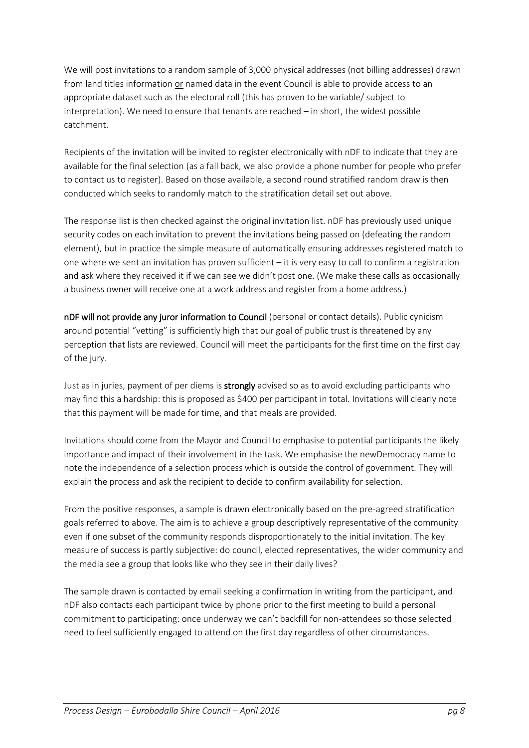We will post invitations to a random sample of 3,000 physical addresses (not billing addresses) drawn from land titles information <u>or</u> named data in the event Council is able to provide access to an appropriate dataset such as the electoral roll (this has proven to be variable/ subject to interpretation). We need to ensure that tenants are reached – in short, the widest possible catchment.

Recipients of the invitation will be invited to register electronically with nDF to indicate that they are available for the final selection (as a fall back, we also provide a phone number for people who prefer to contact us to register). Based on those available, a second round stratified random draw is then conducted which seeks to randomly match to the stratification detail set out above.

The response list is then checked against the original invitation list. nDF has previously used unique security codes on each invitation to prevent the invitations being passed on (defeating the random element), but in practice the simple measure of automatically ensuring addresses registered match to one where we sent an invitation has proven sufficient – it is very easy to call to confirm a registration and ask where they received it if we can see we didn't post one. (We make these calls as occasionally a business owner will receive one at a work address and register from a home address.)

**nDF will not provide any juror information to Council** (personal or contact details). Public cynicism around potential "vetting" is sufficiently high that our goal of public trust is threatened by any perception that lists are reviewed. Council will meet the participants for the first time on the first day of the jury.

Just as in juries, payment of per diems is **strongly** advised so as to avoid excluding participants who may find this a hardship: this is proposed as $400 per participant in total. Invitations will clearly note that this payment will be made for time, and that meals are provided.

Invitations should come from the Mayor and Council to emphasise to potential participants the likely importance and impact of their involvement in the task. We emphasise the newDemocracy name to note the independence of a selection process which is outside the control of government. They will explain the process and ask the recipient to decide to confirm availability for selection.

From the positive responses, a sample is drawn electronically based on the pre-agreed stratification goals referred to above. The aim is to achieve a group descriptively representative of the community even if one subset of the community responds disproportionately to the initial invitation. The key measure of success is partly subjective: do council, elected representatives, the wider community and the media see a group that looks like who they see in their daily lives?

The sample drawn is contacted by email seeking a confirmation in writing from the participant, and nDF also contacts each participant twice by phone prior to the first meeting to build a personal commitment to participating: once underway we can't backfill for non-attendees so those selected need to feel sufficiently engaged to attend on the first day regardless of other circumstances.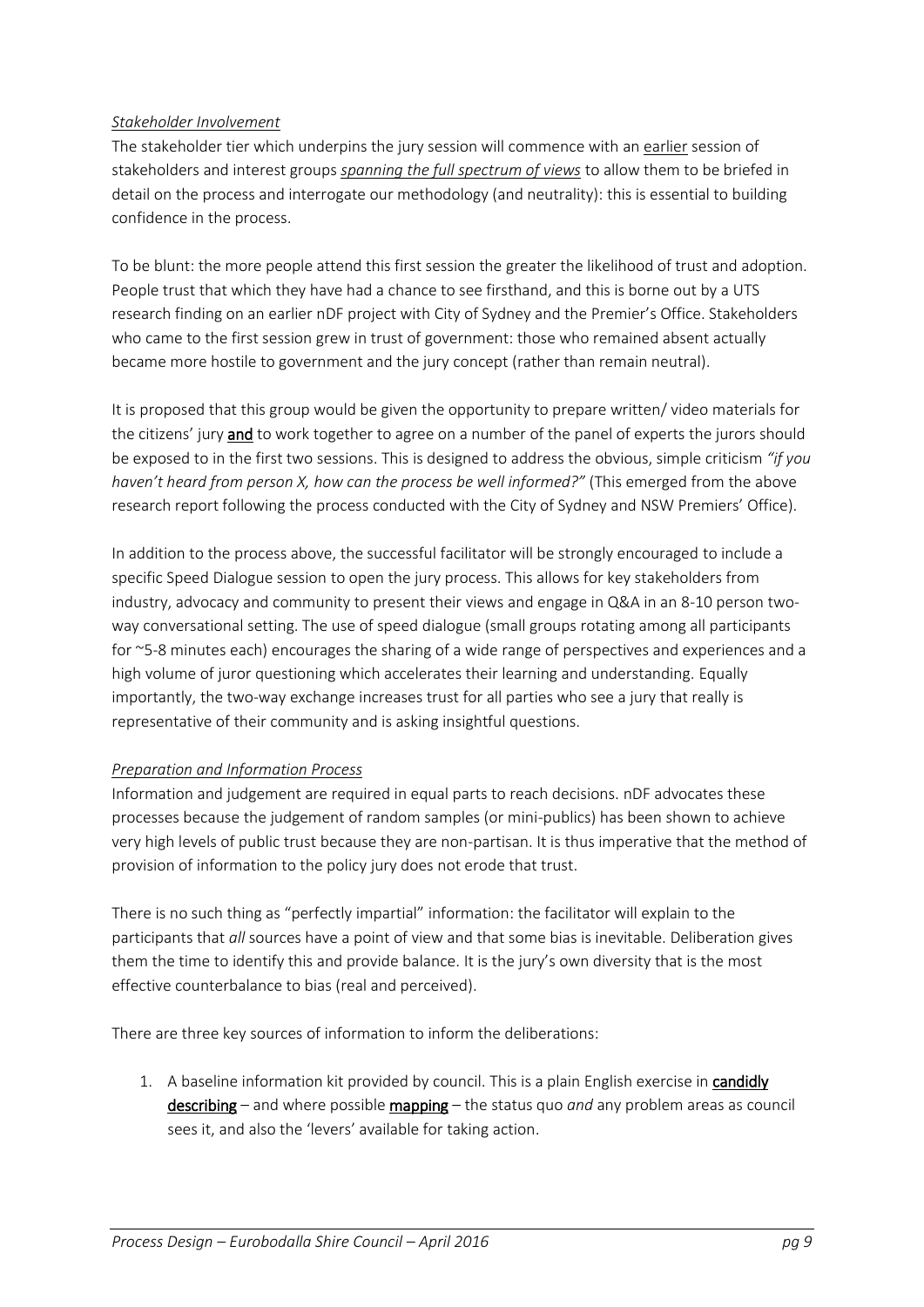*Stakeholder Involvement*

The stakeholder tier which underpins the jury session will commence with an earlier session of stakeholders and interest groups ***spanning the full spectrum of views*** to allow them to be briefed in detail on the process and interrogate our methodology (and neutrality): this is essential to building confidence in the process.

To be blunt: the more people attend this first session the greater the likelihood of trust and adoption. People trust that which they have had a chance to see firsthand, and this is borne out by a UTS research finding on an earlier nDF project with City of Sydney and the Premier's Office. Stakeholders who came to the first session grew in trust of government: those who remained absent actually became more hostile to government and the jury concept (rather than remain neutral).

It is proposed that this group would be given the opportunity to prepare written/ video materials for the citizens' jury **and** to work together to agree on a number of the panel of experts the jurors should be exposed to in the first two sessions. This is designed to address the obvious, simple criticism *"if you haven't heard from person X, how can the process be well informed?"* (This emerged from the above research report following the process conducted with the City of Sydney and NSW Premiers' Office).

In addition to the process above, the successful facilitator will be strongly encouraged to include a specific Speed Dialogue session to open the jury process. This allows for key stakeholders from industry, advocacy and community to present their views and engage in Q&A in an 8-10 person two-way conversational setting. The use of speed dialogue (small groups rotating among all participants for ~5-8 minutes each) encourages the sharing of a wide range of perspectives and experiences and a high volume of juror questioning which accelerates their learning and understanding. Equally importantly, the two-way exchange increases trust for all parties who see a jury that really is representative of their community and is asking insightful questions.

*Preparation and Information Process*

Information and judgement are required in equal parts to reach decisions. nDF advocates these processes because the judgement of random samples (or mini-publics) has been shown to achieve very high levels of public trust because they are non-partisan. It is thus imperative that the method of provision of information to the policy jury does not erode that trust.

There is no such thing as "perfectly impartial" information: the facilitator will explain to the participants that *all* sources have a point of view and that some bias is inevitable. Deliberation gives them the time to identify this and provide balance. It is the jury's own diversity that is the most effective counterbalance to bias (real and perceived).

There are three key sources of information to inform the deliberations:

1. A baseline information kit provided by council. This is a plain English exercise in **candidly describing** – and where possible **mapping** – the status quo *and* any problem areas as council sees it, and also the 'levers' available for taking action.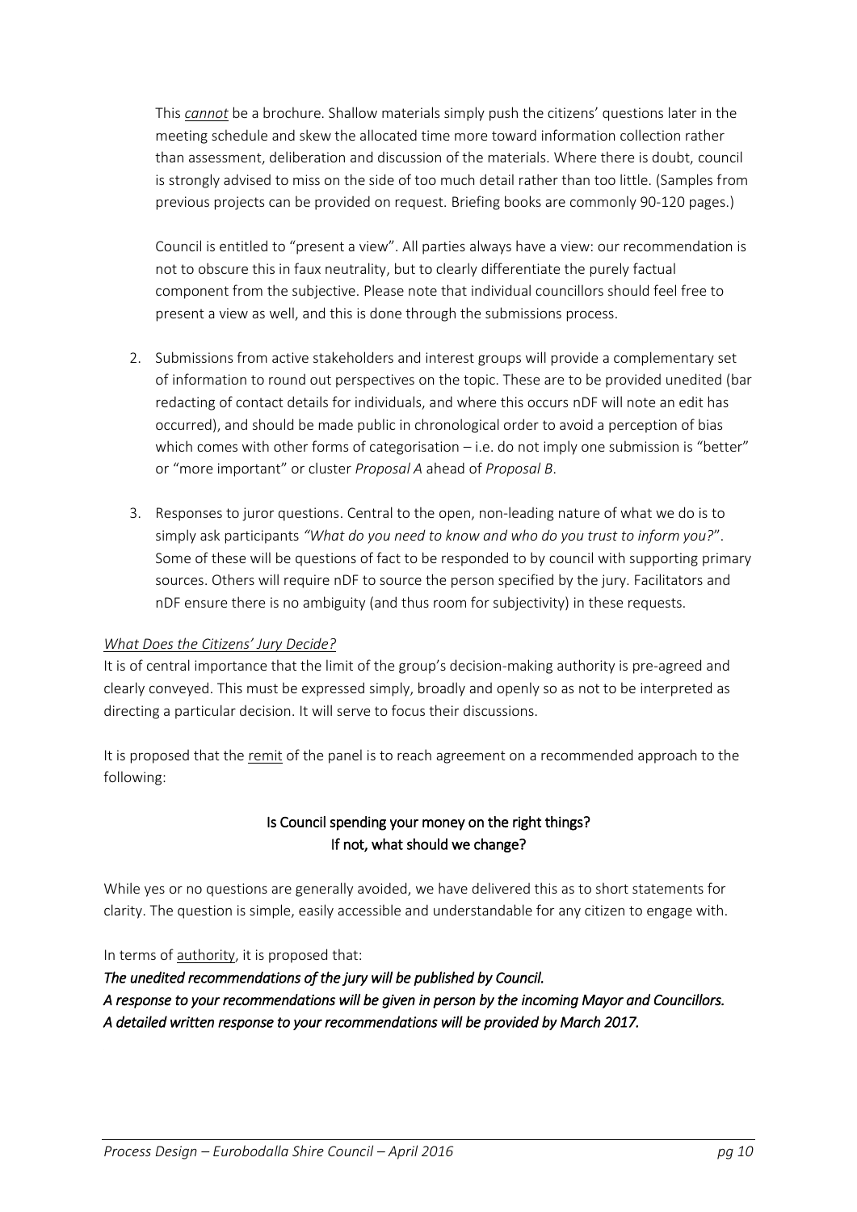This *cannot* be a brochure. Shallow materials simply push the citizens' questions later in the meeting schedule and skew the allocated time more toward information collection rather than assessment, deliberation and discussion of the materials. Where there is doubt, council is strongly advised to miss on the side of too much detail rather than too little. (Samples from previous projects can be provided on request. Briefing books are commonly 90-120 pages.)

Council is entitled to "present a view". All parties always have a view: our recommendation is not to obscure this in faux neutrality, but to clearly differentiate the purely factual component from the subjective. Please note that individual councillors should feel free to present a view as well, and this is done through the submissions process.

2. Submissions from active stakeholders and interest groups will provide a complementary set of information to round out perspectives on the topic. These are to be provided unedited (bar redacting of contact details for individuals, and where this occurs nDF will note an edit has occurred), and should be made public in chronological order to avoid a perception of bias which comes with other forms of categorisation – i.e. do not imply one submission is "better" or "more important" or cluster *Proposal A* ahead of *Proposal B*.

3. Responses to juror questions. Central to the open, non-leading nature of what we do is to simply ask participants *"What do you need to know and who do you trust to inform you?*". Some of these will be questions of fact to be responded to by council with supporting primary sources. Others will require nDF to source the person specified by the jury. Facilitators and nDF ensure there is no ambiguity (and thus room for subjectivity) in these requests.

*What Does the Citizens' Jury Decide?*

It is of central importance that the limit of the group's decision-making authority is pre-agreed and clearly conveyed. This must be expressed simply, broadly and openly so as not to be interpreted as directing a particular decision. It will serve to focus their discussions.

It is proposed that the remit of the panel is to reach agreement on a recommended approach to the following:

**Is Council spending your money on the right things?**
**If not, what should we change?**

While yes or no questions are generally avoided, we have delivered this as to short statements for clarity. The question is simple, easily accessible and understandable for any citizen to engage with.

In terms of authority, it is proposed that:

***The unedited recommendations of the jury will be published by Council.***
***A response to your recommendations will be given in person by the incoming Mayor and Councillors.***
***A detailed written response to your recommendations will be provided by March 2017.***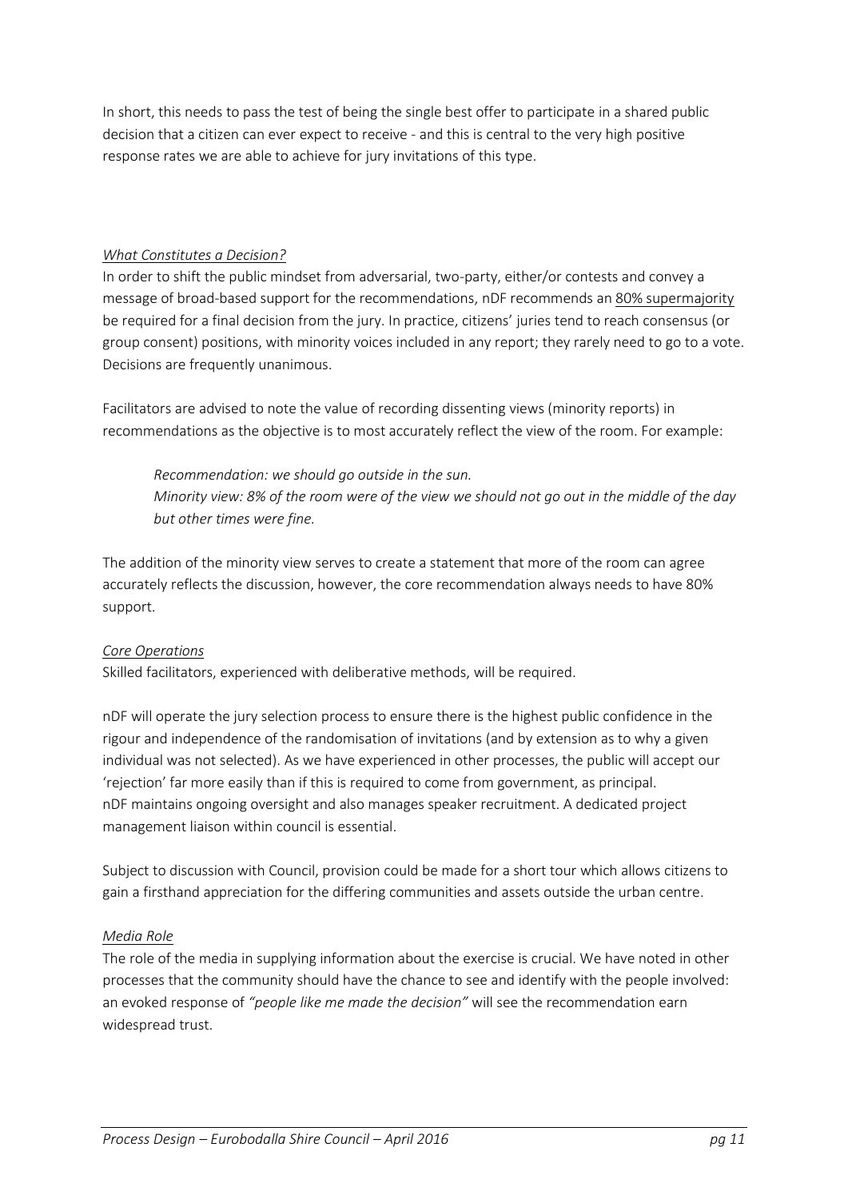In short, this needs to pass the test of being the single best offer to participate in a shared public decision that a citizen can ever expect to receive - and this is central to the very high positive response rates we are able to achieve for jury invitations of this type.

*What Constitutes a Decision?*

In order to shift the public mindset from adversarial, two-party, either/or contests and convey a message of broad-based support for the recommendations, nDF recommends an 80% supermajority be required for a final decision from the jury. In practice, citizens' juries tend to reach consensus (or group consent) positions, with minority voices included in any report; they rarely need to go to a vote. Decisions are frequently unanimous.

Facilitators are advised to note the value of recording dissenting views (minority reports) in recommendations as the objective is to most accurately reflect the view of the room. For example:

> *Recommendation: we should go outside in the sun.*
> *Minority view: 8% of the room were of the view we should not go out in the middle of the day but other times were fine.*

The addition of the minority view serves to create a statement that more of the room can agree accurately reflects the discussion, however, the core recommendation always needs to have 80% support.

*Core Operations*

Skilled facilitators, experienced with deliberative methods, will be required.

nDF will operate the jury selection process to ensure there is the highest public confidence in the rigour and independence of the randomisation of invitations (and by extension as to why a given individual was not selected). As we have experienced in other processes, the public will accept our 'rejection' far more easily than if this is required to come from government, as principal.
nDF maintains ongoing oversight and also manages speaker recruitment. A dedicated project management liaison within council is essential.

Subject to discussion with Council, provision could be made for a short tour which allows citizens to gain a firsthand appreciation for the differing communities and assets outside the urban centre.

*Media Role*

The role of the media in supplying information about the exercise is crucial. We have noted in other processes that the community should have the chance to see and identify with the people involved: an evoked response of *"people like me made the decision"* will see the recommendation earn widespread trust.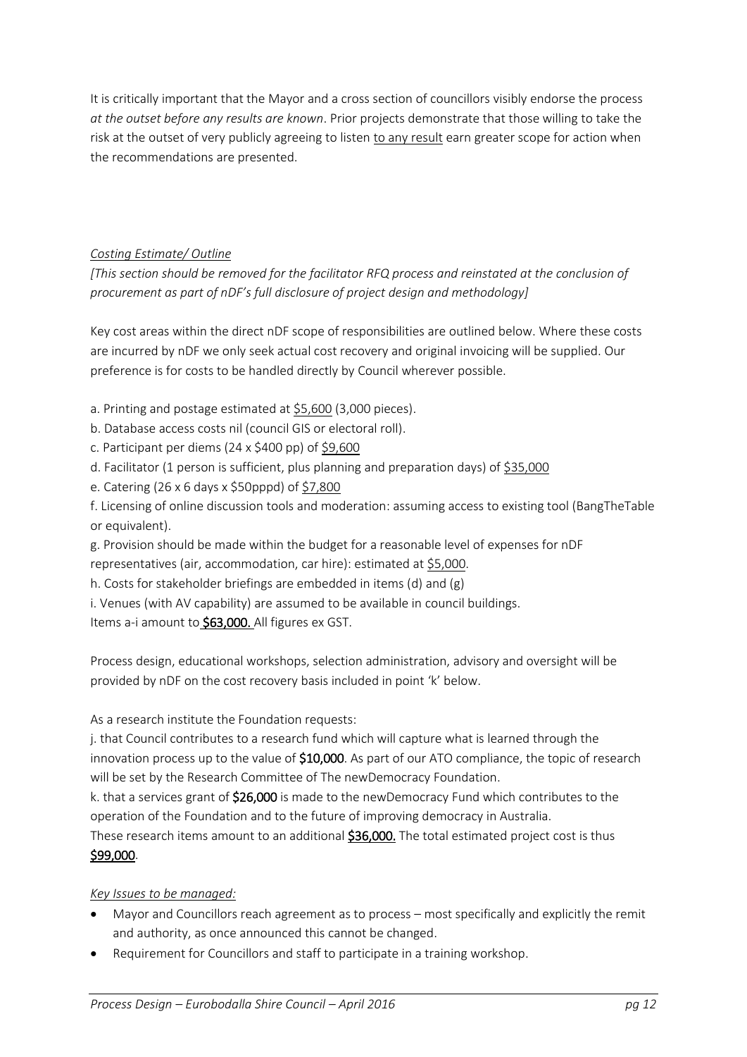It is critically important that the Mayor and a cross section of councillors visibly endorse the process *at the outset before any results are known*. Prior projects demonstrate that those willing to take the risk at the outset of very publicly agreeing to listen to any result earn greater scope for action when the recommendations are presented.

*Costing Estimate/ Outline*

*[This section should be removed for the facilitator RFQ process and reinstated at the conclusion of procurement as part of nDF's full disclosure of project design and methodology]*

Key cost areas within the direct nDF scope of responsibilities are outlined below. Where these costs are incurred by nDF we only seek actual cost recovery and original invoicing will be supplied. Our preference is for costs to be handled directly by Council wherever possible.

a. Printing and postage estimated at $5,600 (3,000 pieces).
b. Database access costs nil (council GIS or electoral roll).
c. Participant per diems (24 x $400 pp) of $9,600
d. Facilitator (1 person is sufficient, plus planning and preparation days) of $35,000
e. Catering (26 x 6 days x $50pppd) of $7,800
f. Licensing of online discussion tools and moderation: assuming access to existing tool (BangTheTable or equivalent).
g. Provision should be made within the budget for a reasonable level of expenses for nDF representatives (air, accommodation, car hire): estimated at $5,000.
h. Costs for stakeholder briefings are embedded in items (d) and (g)
i. Venues (with AV capability) are assumed to be available in council buildings.
Items a-i amount to **$63,000.** All figures ex GST.

Process design, educational workshops, selection administration, advisory and oversight will be provided by nDF on the cost recovery basis included in point 'k' below.

As a research institute the Foundation requests:

j. that Council contributes to a research fund which will capture what is learned through the innovation process up to the value of **$10,000**. As part of our ATO compliance, the topic of research will be set by the Research Committee of The newDemocracy Foundation.
k. that a services grant of **$26,000** is made to the newDemocracy Fund which contributes to the operation of the Foundation and to the future of improving democracy in Australia.
These research items amount to an additional **$36,000.** The total estimated project cost is thus **$99,000**.

*Key Issues to be managed:*

- Mayor and Councillors reach agreement as to process – most specifically and explicitly the remit and authority, as once announced this cannot be changed.
- Requirement for Councillors and staff to participate in a training workshop.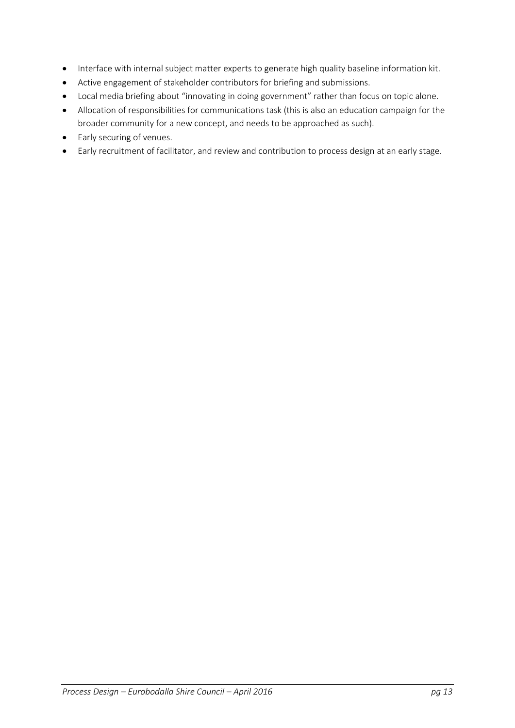- Interface with internal subject matter experts to generate high quality baseline information kit.
- Active engagement of stakeholder contributors for briefing and submissions.
- Local media briefing about "innovating in doing government" rather than focus on topic alone.
- Allocation of responsibilities for communications task (this is also an education campaign for the broader community for a new concept, and needs to be approached as such).
- Early securing of venues.
- Early recruitment of facilitator, and review and contribution to process design at an early stage.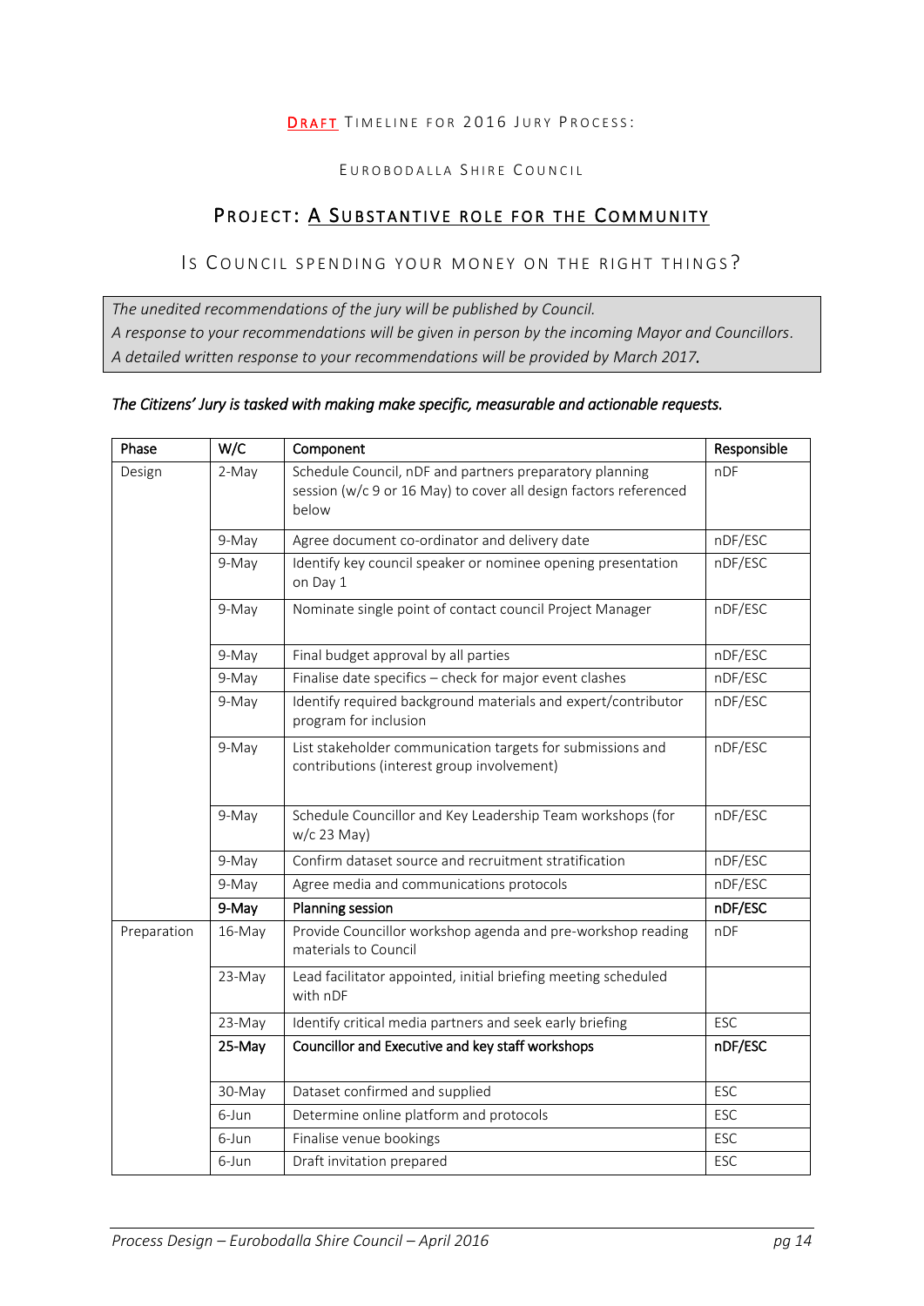**DRAFT** TIMELINE FOR 2016 JURY PROCESS:

EUROBODALLA SHIRE COUNCIL

## PROJECT: A SUBSTANTIVE ROLE FOR THE COMMUNITY

### IS COUNCIL SPENDING YOUR MONEY ON THE RIGHT THINGS?

*The unedited recommendations of the jury will be published by Council.*
*A response to your recommendations will be given in person by the incoming Mayor and Councillors.*
*A detailed written response to your recommendations will be provided by March 2017.*

*The Citizens' Jury is tasked with making make specific, measurable and actionable requests.*

| Phase | W/C | Component | Responsible |
|---|---|---|---|
| Design | 2-May | Schedule Council, nDF and partners preparatory planning session (w/c 9 or 16 May) to cover all design factors referenced below | nDF |
| | 9-May | Agree document co-ordinator and delivery date | nDF/ESC |
| | 9-May | Identify key council speaker or nominee opening presentation on Day 1 | nDF/ESC |
| | 9-May | Nominate single point of contact council Project Manager | nDF/ESC |
| | 9-May | Final budget approval by all parties | nDF/ESC |
| | 9-May | Finalise date specifics – check for major event clashes | nDF/ESC |
| | 9-May | Identify required background materials and expert/contributor program for inclusion | nDF/ESC |
| | 9-May | List stakeholder communication targets for submissions and contributions (interest group involvement) | nDF/ESC |
| | 9-May | Schedule Councillor and Key Leadership Team workshops (for w/c 23 May) | nDF/ESC |
| | 9-May | Confirm dataset source and recruitment stratification | nDF/ESC |
| | 9-May | Agree media and communications protocols | nDF/ESC |
| | **9-May** | **Planning session** | **nDF/ESC** |
| Preparation | 16-May | Provide Councillor workshop agenda and pre-workshop reading materials to Council | nDF |
| | 23-May | Lead facilitator appointed, initial briefing meeting scheduled with nDF | |
| | 23-May | Identify critical media partners and seek early briefing | ESC |
| | **25-May** | **Councillor and Executive and key staff workshops** | **nDF/ESC** |
| | 30-May | Dataset confirmed and supplied | ESC |
| | 6-Jun | Determine online platform and protocols | ESC |
| | 6-Jun | Finalise venue bookings | ESC |
| | 6-Jun | Draft invitation prepared | ESC |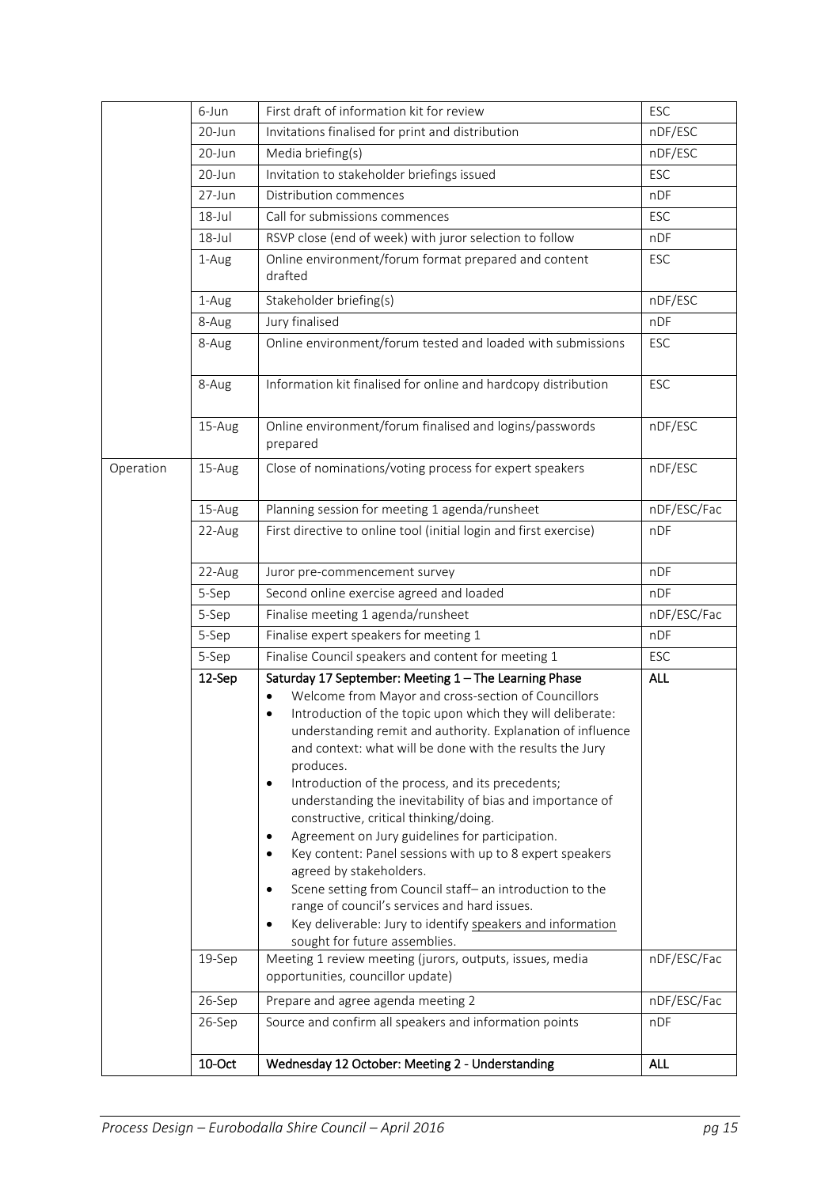| | | | |
|---|---|---|---|
| | 6-Jun | First draft of information kit for review | ESC |
| | 20-Jun | Invitations finalised for print and distribution | nDF/ESC |
| | 20-Jun | Media briefing(s) | nDF/ESC |
| | 20-Jun | Invitation to stakeholder briefings issued | ESC |
| | 27-Jun | Distribution commences | nDF |
| | 18-Jul | Call for submissions commences | ESC |
| | 18-Jul | RSVP close (end of week) with juror selection to follow | nDF |
| | 1-Aug | Online environment/forum format prepared and content drafted | ESC |
| | 1-Aug | Stakeholder briefing(s) | nDF/ESC |
| | 8-Aug | Jury finalised | nDF |
| | 8-Aug | Online environment/forum tested and loaded with submissions | ESC |
| | 8-Aug | Information kit finalised for online and hardcopy distribution | ESC |
| | 15-Aug | Online environment/forum finalised and logins/passwords prepared | nDF/ESC |
| Operation | 15-Aug | Close of nominations/voting process for expert speakers | nDF/ESC |
| | 15-Aug | Planning session for meeting 1 agenda/runsheet | nDF/ESC/Fac |
| | 22-Aug | First directive to online tool (initial login and first exercise) | nDF |
| | 22-Aug | Juror pre-commencement survey | nDF |
| | 5-Sep | Second online exercise agreed and loaded | nDF |
| | 5-Sep | Finalise meeting 1 agenda/runsheet | nDF/ESC/Fac |
| | 5-Sep | Finalise expert speakers for meeting 1 | nDF |
| | 5-Sep | Finalise Council speakers and content for meeting 1 | ESC |
| | **12-Sep** | **Saturday 17 September: Meeting 1 – The Learning Phase**<br>• Welcome from Mayor and cross-section of Councillors<br>• Introduction of the topic upon which they will deliberate: understanding remit and authority. Explanation of influence and context: what will be done with the results the Jury produces.<br>• Introduction of the process, and its precedents; understanding the inevitability of bias and importance of constructive, critical thinking/doing.<br>• Agreement on Jury guidelines for participation.<br>• Key content: Panel sessions with up to 8 expert speakers agreed by stakeholders.<br>• Scene setting from Council staff– an introduction to the range of council's services and hard issues.<br>• Key deliverable: Jury to identify speakers and information sought for future assemblies. | **ALL** |
| | 19-Sep | Meeting 1 review meeting (jurors, outputs, issues, media opportunities, councillor update) | nDF/ESC/Fac |
| | 26-Sep | Prepare and agree agenda meeting 2 | nDF/ESC/Fac |
| | 26-Sep | Source and confirm all speakers and information points | nDF |
| | **10-Oct** | **Wednesday 12 October: Meeting 2 - Understanding** | **ALL** |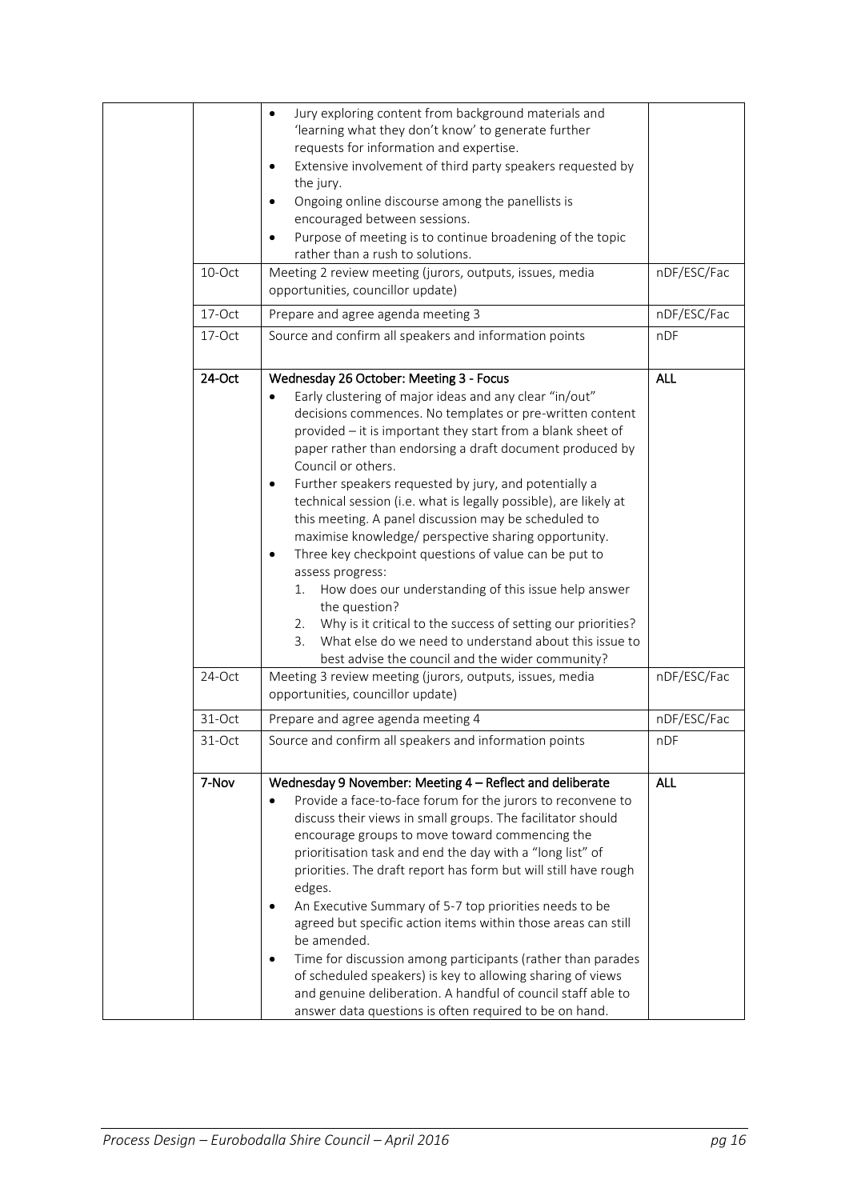| | | | |
|---|---|---|---|
| | | • Jury exploring content from background materials and 'learning what they don't know' to generate further requests for information and expertise.<br>• Extensive involvement of third party speakers requested by the jury.<br>• Ongoing online discourse among the panellists is encouraged between sessions.<br>• Purpose of meeting is to continue broadening of the topic rather than a rush to solutions. | |
| | 10-Oct | Meeting 2 review meeting (jurors, outputs, issues, media opportunities, councillor update) | nDF/ESC/Fac |
| | 17-Oct | Prepare and agree agenda meeting 3 | nDF/ESC/Fac |
| | 17-Oct | Source and confirm all speakers and information points | nDF |
| | **24-Oct** | **Wednesday 26 October: Meeting 3 - Focus**<br>• Early clustering of major ideas and any clear "in/out" decisions commences. No templates or pre-written content provided – it is important they start from a blank sheet of paper rather than endorsing a draft document produced by Council or others.<br>• Further speakers requested by jury, and potentially a technical session (i.e. what is legally possible), are likely at this meeting. A panel discussion may be scheduled to maximise knowledge/ perspective sharing opportunity.<br>• Three key checkpoint questions of value can be put to assess progress:<br>1. How does our understanding of this issue help answer the question?<br>2. Why is it critical to the success of setting our priorities?<br>3. What else do we need to understand about this issue to best advise the council and the wider community? | **ALL** |
| | 24-Oct | Meeting 3 review meeting (jurors, outputs, issues, media opportunities, councillor update) | nDF/ESC/Fac |
| | 31-Oct | Prepare and agree agenda meeting 4 | nDF/ESC/Fac |
| | 31-Oct | Source and confirm all speakers and information points | nDF |
| | **7-Nov** | **Wednesday 9 November: Meeting 4 – Reflect and deliberate**<br>• Provide a face-to-face forum for the jurors to reconvene to discuss their views in small groups. The facilitator should encourage groups to move toward commencing the prioritisation task and end the day with a "long list" of priorities. The draft report has form but will still have rough edges.<br>• An Executive Summary of 5-7 top priorities needs to be agreed but specific action items within those areas can still be amended.<br>• Time for discussion among participants (rather than parades of scheduled speakers) is key to allowing sharing of views and genuine deliberation. A handful of council staff able to answer data questions is often required to be on hand. | **ALL** |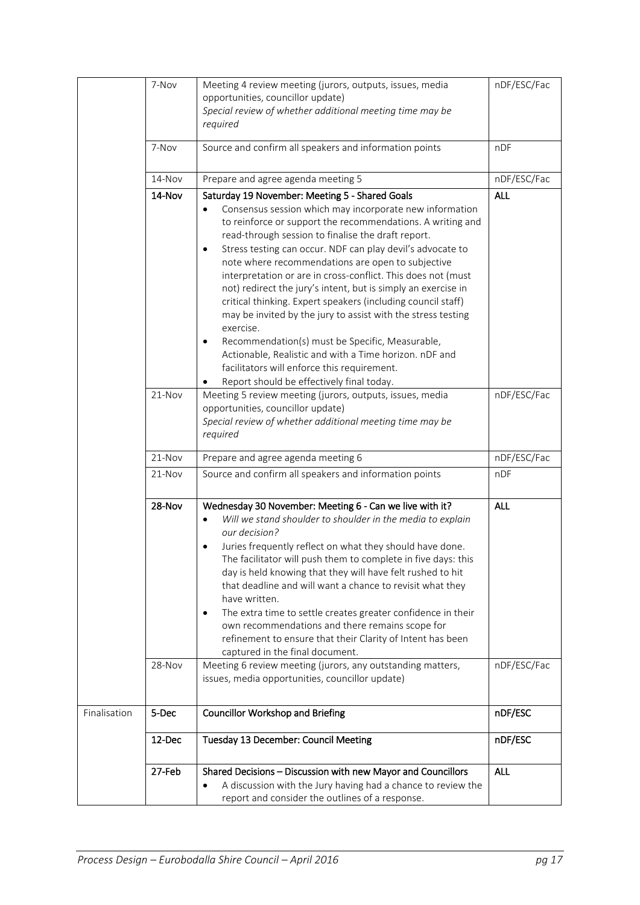| | | | |
|---|---|---|---|
| | 7-Nov | Meeting 4 review meeting (jurors, outputs, issues, media opportunities, councillor update)<br>*Special review of whether additional meeting time may be required* | nDF/ESC/Fac |
| | 7-Nov | Source and confirm all speakers and information points | nDF |
| | 14-Nov | Prepare and agree agenda meeting 5 | nDF/ESC/Fac |
| | **14-Nov** | **Saturday 19 November: Meeting 5 - Shared Goals**<br>• Consensus session which may incorporate new information to reinforce or support the recommendations. A writing and read-through session to finalise the draft report.<br>• Stress testing can occur. NDF can play devil's advocate to note where recommendations are open to subjective interpretation or are in cross-conflict. This does not (must not) redirect the jury's intent, but is simply an exercise in critical thinking. Expert speakers (including council staff) may be invited by the jury to assist with the stress testing exercise.<br>• Recommendation(s) must be Specific, Measurable, Actionable, Realistic and with a Time horizon. nDF and facilitators will enforce this requirement.<br>• Report should be effectively final today. | **ALL** |
| | 21-Nov | Meeting 5 review meeting (jurors, outputs, issues, media opportunities, councillor update)<br>*Special review of whether additional meeting time may be required* | nDF/ESC/Fac |
| | 21-Nov | Prepare and agree agenda meeting 6 | nDF/ESC/Fac |
| | 21-Nov | Source and confirm all speakers and information points | nDF |
| | **28-Nov** | **Wednesday 30 November: Meeting 6 - Can we live with it?**<br>• *Will we stand shoulder to shoulder in the media to explain our decision?*<br>• Juries frequently reflect on what they should have done. The facilitator will push them to complete in five days: this day is held knowing that they will have felt rushed to hit that deadline and will want a chance to revisit what they have written.<br>• The extra time to settle creates greater confidence in their own recommendations and there remains scope for refinement to ensure that their Clarity of Intent has been captured in the final document. | **ALL** |
| | 28-Nov | Meeting 6 review meeting (jurors, any outstanding matters, issues, media opportunities, councillor update) | nDF/ESC/Fac |
| Finalisation | **5-Dec** | **Councillor Workshop and Briefing** | **nDF/ESC** |
| | **12-Dec** | **Tuesday 13 December: Council Meeting** | **nDF/ESC** |
| | **27-Feb** | **Shared Decisions – Discussion with new Mayor and Councillors**<br>• A discussion with the Jury having had a chance to review the report and consider the outlines of a response. | **ALL** |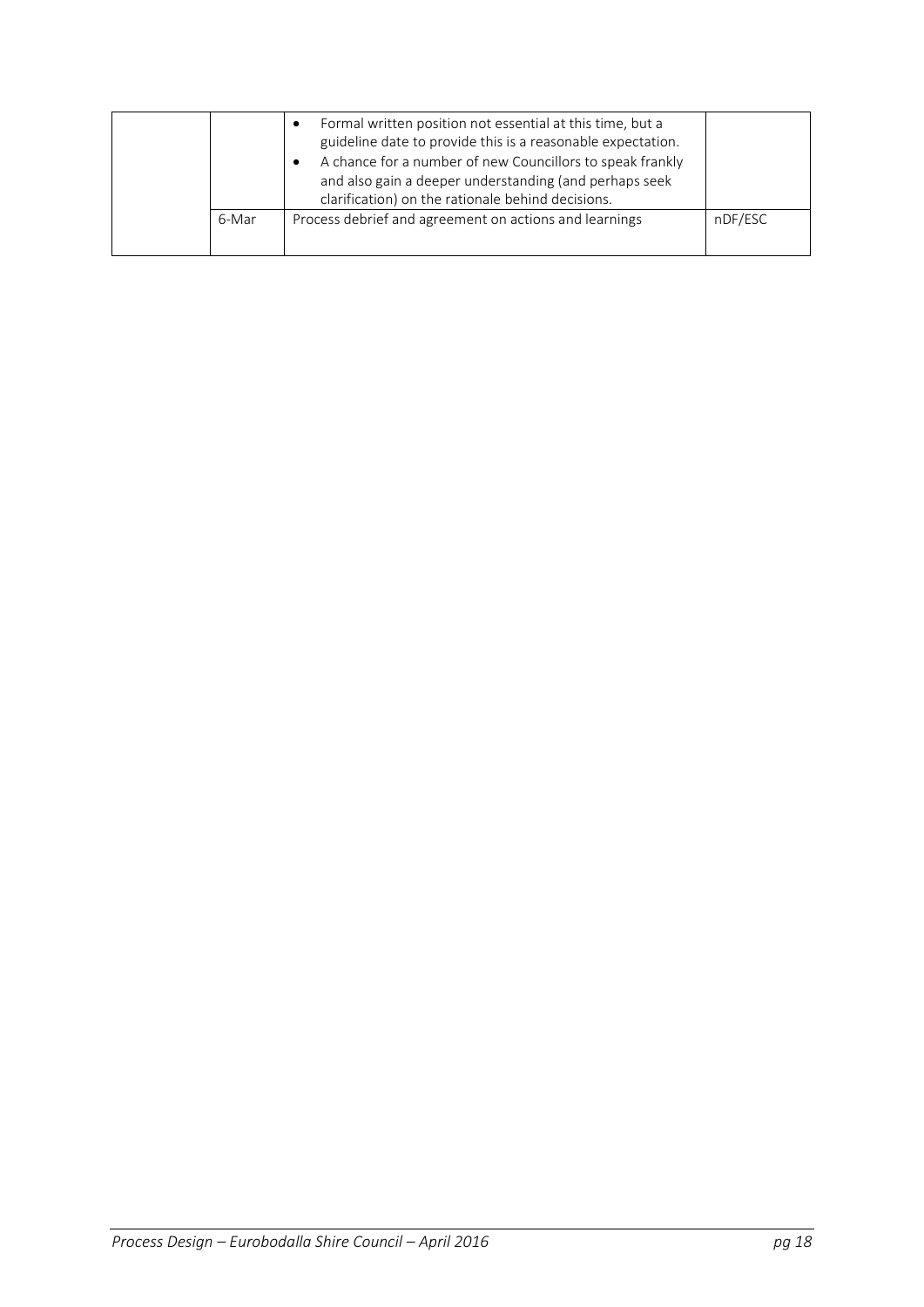| | | | |
|---|---|---|---|
| | | • Formal written position not essential at this time, but a guideline date to provide this is a reasonable expectation.<br>• A chance for a number of new Councillors to speak frankly and also gain a deeper understanding (and perhaps seek clarification) on the rationale behind decisions. | |
| | 6-Mar | Process debrief and agreement on actions and learnings | nDF/ESC |